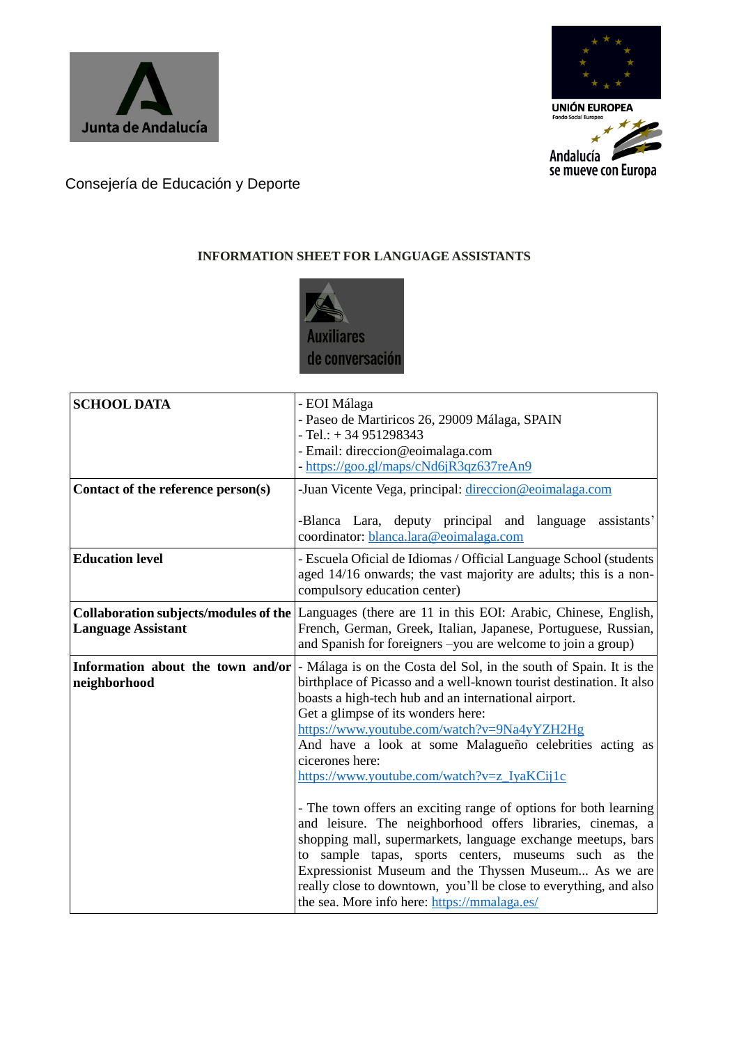Junta de Andalucía

UNIÓN EUROPEA
Fondo Social Europeo

Andalucía se mueve con Europa

Consejería de Educación y Deporte

**INFORMATION SHEET FOR LANGUAGE ASSISTANTS**

Auxiliares de conversación

| | |
|---|---|
| **SCHOOL DATA** | - EOI Málaga<br>- Paseo de Martiricos 26, 29009 Málaga, SPAIN<br>- Tel.: + 34 951298343<br>- Email: direccion@eoimalaga.com<br>- https://goo.gl/maps/cNd6jR3qz637reAn9 |
| **Contact of the reference person(s)** | -Juan Vicente Vega, principal: direccion@eoimalaga.com<br><br>-Blanca Lara, deputy principal and language assistants' coordinator: blanca.lara@eoimalaga.com |
| **Education level** | - Escuela Oficial de Idiomas / Official Language School (students aged 14/16 onwards; the vast majority are adults; this is a non-compulsory education center) |
| **Collaboration subjects/modules of the Language Assistant** | Languages (there are 11 in this EOI: Arabic, Chinese, English, French, German, Greek, Italian, Japanese, Portuguese, Russian, and Spanish for foreigners –you are welcome to join a group) |
| **Information about the town and/or neighborhood** | - Málaga is on the Costa del Sol, in the south of Spain. It is the birthplace of Picasso and a well-known tourist destination. It also boasts a high-tech hub and an international airport.<br>Get a glimpse of its wonders here:<br>https://www.youtube.com/watch?v=9Na4yYZH2Hg<br>And have a look at some Malagueño celebrities acting as cicerones here:<br>https://www.youtube.com/watch?v=z_IyaKCij1c<br><br>- The town offers an exciting range of options for both learning and leisure. The neighborhood offers libraries, cinemas, a shopping mall, supermarkets, language exchange meetups, bars to sample tapas, sports centers, museums such as the Expressionist Museum and the Thyssen Museum... As we are really close to downtown, you'll be close to everything, and also the sea. More info here: https://mmalaga.es/ |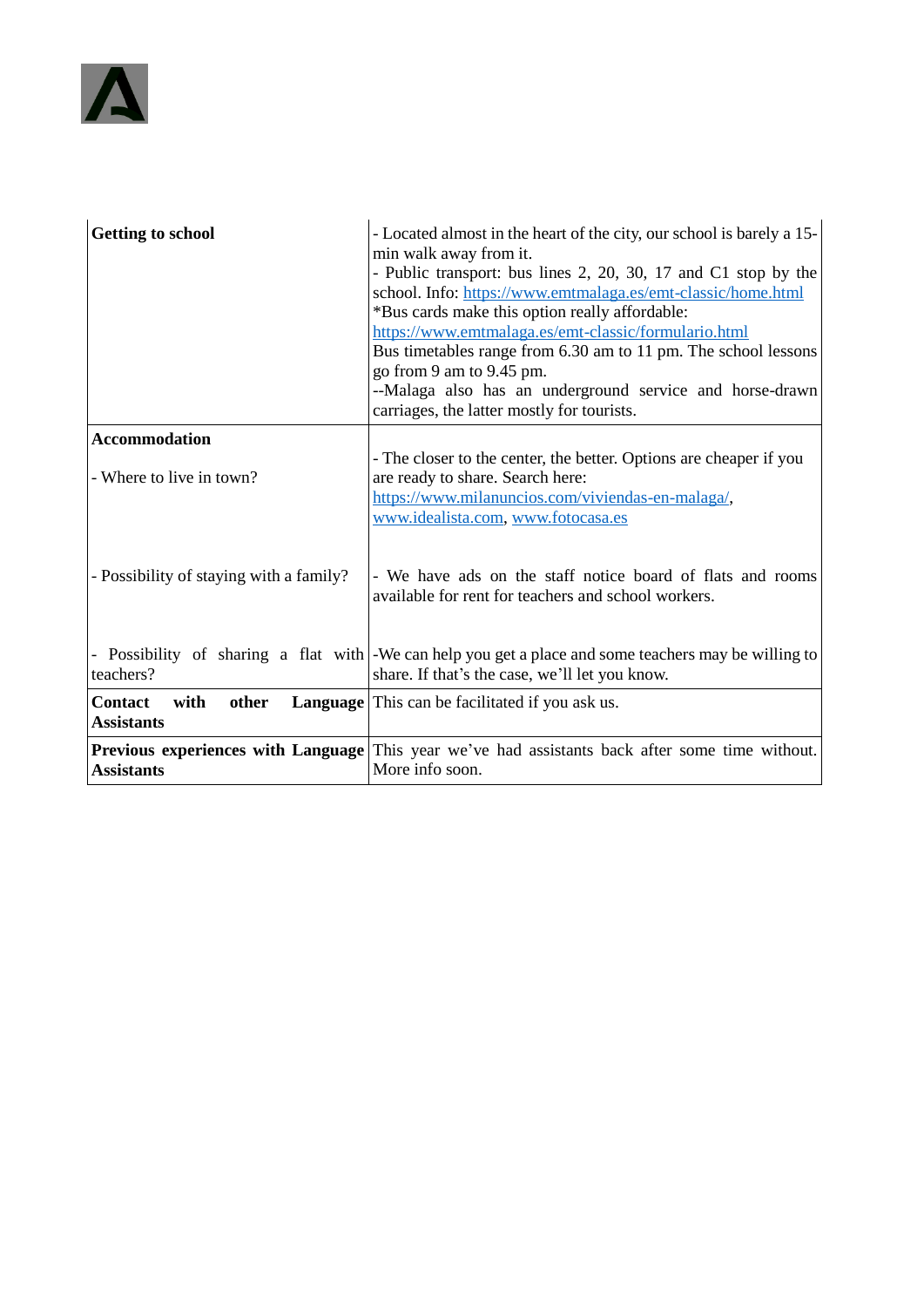| | |
|---|---|
| **Getting to school** | - Located almost in the heart of the city, our school is barely a 15-min walk away from it.<br>- Public transport: bus lines 2, 20, 30, 17 and C1 stop by the school. Info: [https://www.emtmalaga.es/emt-classic/home.html](https://www.emtmalaga.es/emt-classic/home.html)<br>*Bus cards make this option really affordable: [https://www.emtmalaga.es/emt-classic/formulario.html](https://www.emtmalaga.es/emt-classic/formulario.html)<br>Bus timetables range from 6.30 am to 11 pm. The school lessons go from 9 am to 9.45 pm.<br>--Malaga also has an underground service and horse-drawn carriages, the latter mostly for tourists. |
| **Accommodation**<br><br>- Where to live in town? | - The closer to the center, the better. Options are cheaper if you are ready to share. Search here: [https://www.milanuncios.com/viviendas-en-malaga/](https://www.milanuncios.com/viviendas-en-malaga/), [www.idealista.com](www.idealista.com), [www.fotocasa.es](www.fotocasa.es) |
| - Possibility of staying with a family? | - We have ads on the staff notice board of flats and rooms available for rent for teachers and school workers. |
| - Possibility of sharing a flat with teachers? | -We can help you get a place and some teachers may be willing to share. If that's the case, we'll let you know. |
| **Contact with other Language Assistants** | This can be facilitated if you ask us. |
| **Previous experiences with Language Assistants** | This year we've had assistants back after some time without. More info soon. |